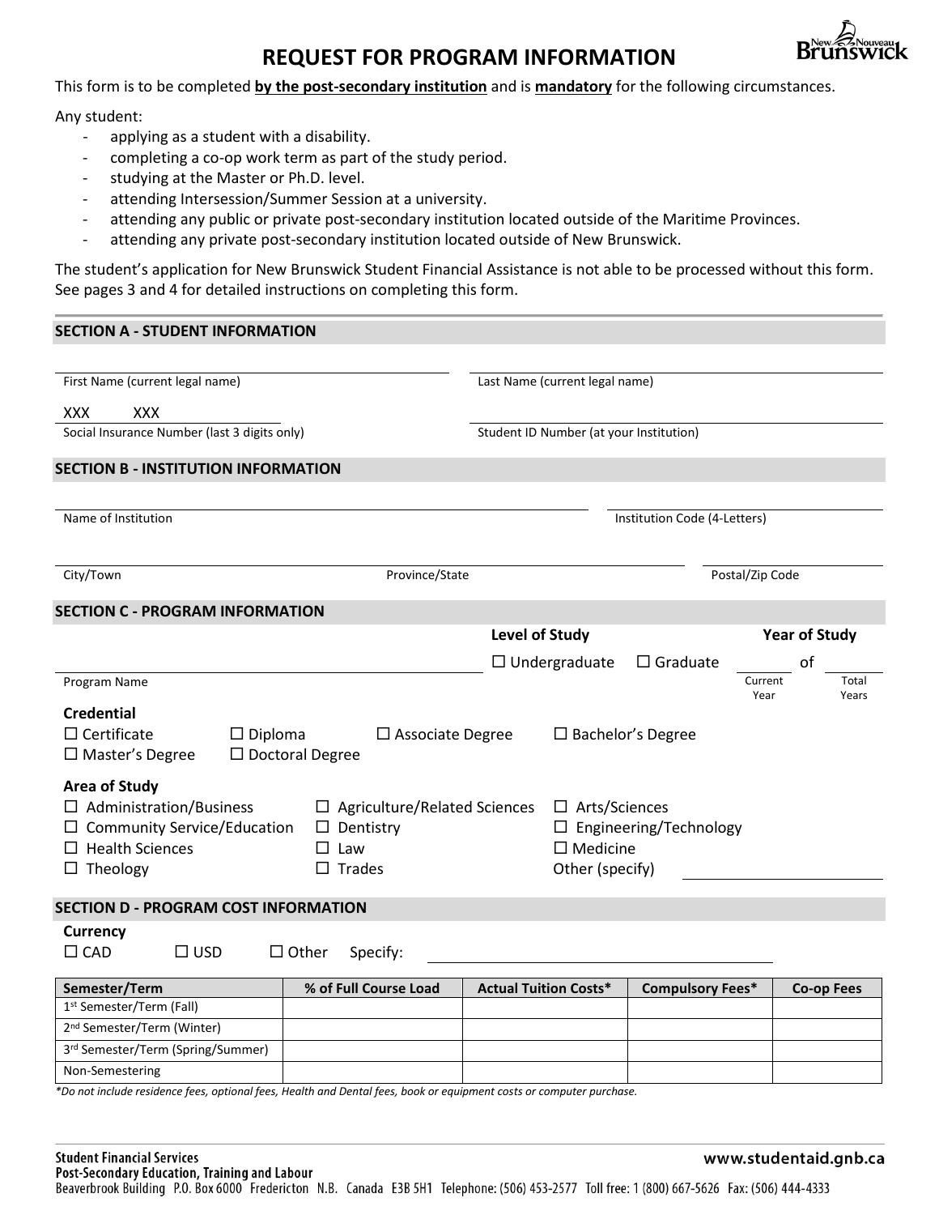# REQUEST FOR PROGRAM INFORMATION

This form is to be completed **by the post-secondary institution** and is **mandatory** for the following circumstances.

Any student:

- applying as a student with a disability.
- completing a co-op work term as part of the study period.
- studying at the Master or Ph.D. level.
- attending Intersession/Summer Session at a university.
- attending any public or private post-secondary institution located outside of the Maritime Provinces.
- attending any private post-secondary institution located outside of New Brunswick.

The student's application for New Brunswick Student Financial Assistance is not able to be processed without this form. See pages 3 and 4 for detailed instructions on completing this form.

## SECTION A - STUDENT INFORMATION

First Name (current legal name) ____________________ Last Name (current legal name) ____________________

XXX XXX ____
Social Insurance Number (last 3 digits only)

Student ID Number (at your Institution) ____________________

## SECTION B - INSTITUTION INFORMATION

Name of Institution ____________________ Institution Code (4-Letters) ____________________

City/Town ____________________ Province/State ____________________ Postal/Zip Code ____________________

## SECTION C - PROGRAM INFORMATION

Program Name ____________________

**Level of Study**

☐ Undergraduate ☐ Graduate

**Year of Study**

____ of ____
Current Year / Total Years

**Credential**

☐ Certificate ☐ Diploma ☐ Associate Degree ☐ Bachelor's Degree
☐ Master's Degree ☐ Doctoral Degree

**Area of Study**

☐ Administration/Business ☐ Agriculture/Related Sciences ☐ Arts/Sciences
☐ Community Service/Education ☐ Dentistry ☐ Engineering/Technology
☐ Health Sciences ☐ Law ☐ Medicine
☐ Theology ☐ Trades Other (specify) ____________________

## SECTION D - PROGRAM COST INFORMATION

**Currency**

☐ CAD ☐ USD ☐ Other Specify: ____________________

| Semester/Term | % of Full Course Load | Actual Tuition Costs* | Compulsory Fees* | Co-op Fees |
|---|---|---|---|---|
| 1st Semester/Term (Fall) | | | | |
| 2nd Semester/Term (Winter) | | | | |
| 3rd Semester/Term (Spring/Summer) | | | | |
| Non-Semestering | | | | |

*\*Do not include residence fees, optional fees, Health and Dental fees, book or equipment costs or computer purchase.*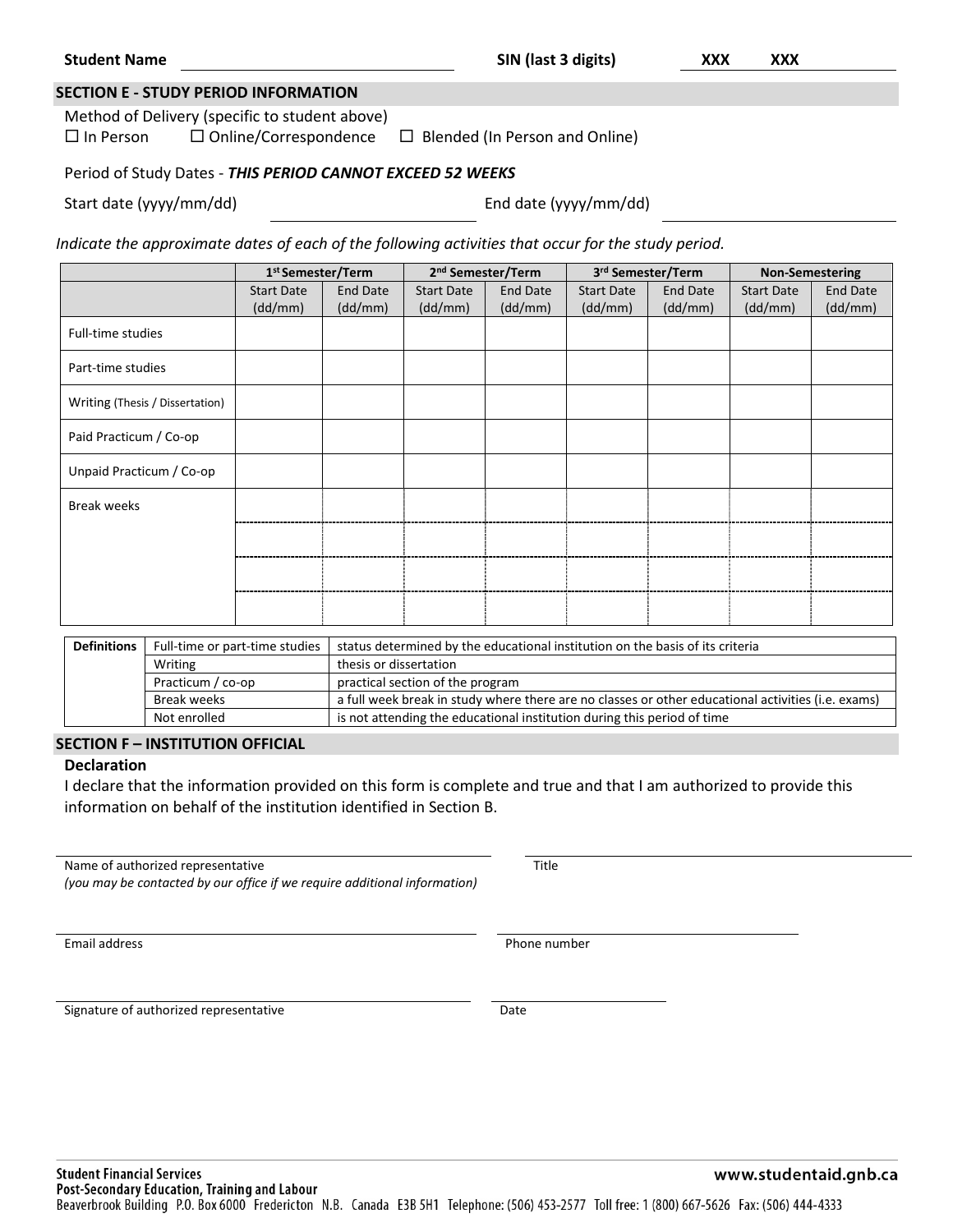**Student Name** _______________ **SIN (last 3 digits)** **XXX XXX** _______________

## SECTION E - STUDY PERIOD INFORMATION

Method of Delivery (specific to student above)

☐ In Person ☐ Online/Correspondence ☐ Blended (In Person and Online)

Period of Study Dates - ***THIS PERIOD CANNOT EXCEED 52 WEEKS***

Start date (yyyy/mm/dd) _______________ End date (yyyy/mm/dd) _______________

*Indicate the approximate dates of each of the following activities that occur for the study period.*

| | 1st Semester/Term | | 2nd Semester/Term | | 3rd Semester/Term | | Non-Semestering | |
|---|---|---|---|---|---|---|---|---|
| | Start Date (dd/mm) | End Date (dd/mm) | Start Date (dd/mm) | End Date (dd/mm) | Start Date (dd/mm) | End Date (dd/mm) | Start Date (dd/mm) | End Date (dd/mm) |
| Full-time studies | | | | | | | | |
| Part-time studies | | | | | | | | |
| Writing (Thesis / Dissertation) | | | | | | | | |
| Paid Practicum / Co-op | | | | | | | | |
| Unpaid Practicum / Co-op | | | | | | | | |
| Break weeks | | | | | | | | |
| | | | | | | | | |
| | | | | | | | | |
| | | | | | | | | |

| Definitions | | |
|---|---|---|
| | Full-time or part-time studies | status determined by the educational institution on the basis of its criteria |
| | Writing | thesis or dissertation |
| | Practicum / co-op | practical section of the program |
| | Break weeks | a full week break in study where there are no classes or other educational activities (i.e. exams) |
| | Not enrolled | is not attending the educational institution during this period of time |

## SECTION F – INSTITUTION OFFICIAL

**Declaration**

I declare that the information provided on this form is complete and true and that I am authorized to provide this information on behalf of the institution identified in Section B.

_______________ _______________

Name of authorized representative
*(you may be contacted by our office if we require additional information)*

Title

_______________ _______________

Email address

Phone number

_______________ _______________

Signature of authorized representative

Date

**Student Financial Services**
**Post-Secondary Education, Training and Labour**
Beaverbrook Building P.O. Box 6000 Fredericton N.B. Canada E3B 5H1 Telephone: (506) 453-2577 Toll free: 1 (800) 667-5626 Fax: (506) 444-4333

**www.studentaid.gnb.ca**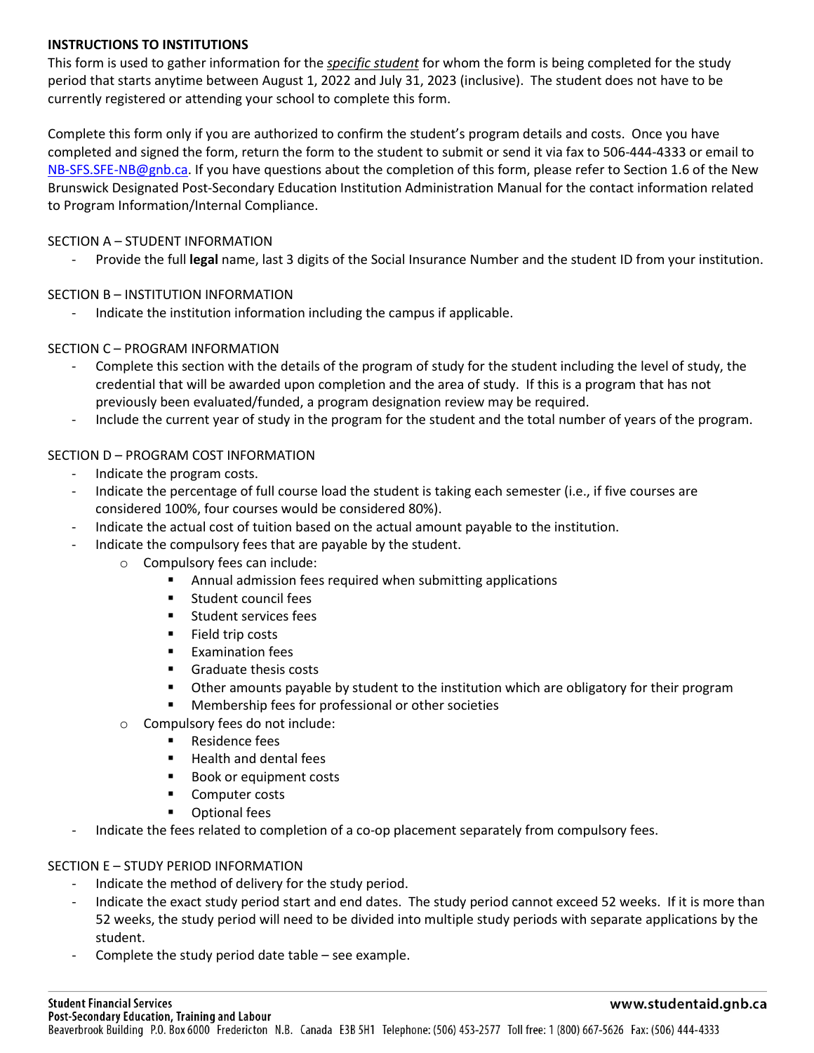**INSTRUCTIONS TO INSTITUTIONS**

This form is used to gather information for the ***specific student*** for whom the form is being completed for the study period that starts anytime between August 1, 2022 and July 31, 2023 (inclusive). The student does not have to be currently registered or attending your school to complete this form.

Complete this form only if you are authorized to confirm the student's program details and costs. Once you have completed and signed the form, return the form to the student to submit or send it via fax to 506-444-4333 or email to NB-SFS.SFE-NB@gnb.ca. If you have questions about the completion of this form, please refer to Section 1.6 of the New Brunswick Designated Post-Secondary Education Institution Administration Manual for the contact information related to Program Information/Internal Compliance.

SECTION A – STUDENT INFORMATION

- Provide the full **legal** name, last 3 digits of the Social Insurance Number and the student ID from your institution.

SECTION B – INSTITUTION INFORMATION

- Indicate the institution information including the campus if applicable.

SECTION C – PROGRAM INFORMATION

- Complete this section with the details of the program of study for the student including the level of study, the credential that will be awarded upon completion and the area of study. If this is a program that has not previously been evaluated/funded, a program designation review may be required.
- Include the current year of study in the program for the student and the total number of years of the program.

SECTION D – PROGRAM COST INFORMATION

- Indicate the program costs.
- Indicate the percentage of full course load the student is taking each semester (i.e., if five courses are considered 100%, four courses would be considered 80%).
- Indicate the actual cost of tuition based on the actual amount payable to the institution.
- Indicate the compulsory fees that are payable by the student.
  - Compulsory fees can include:
    - Annual admission fees required when submitting applications
    - Student council fees
    - Student services fees
    - Field trip costs
    - Examination fees
    - Graduate thesis costs
    - Other amounts payable by student to the institution which are obligatory for their program
    - Membership fees for professional or other societies
  - Compulsory fees do not include:
    - Residence fees
    - Health and dental fees
    - Book or equipment costs
    - Computer costs
    - Optional fees
- Indicate the fees related to completion of a co-op placement separately from compulsory fees.

SECTION E – STUDY PERIOD INFORMATION

- Indicate the method of delivery for the study period.
- Indicate the exact study period start and end dates. The study period cannot exceed 52 weeks. If it is more than 52 weeks, the study period will need to be divided into multiple study periods with separate applications by the student.
- Complete the study period date table – see example.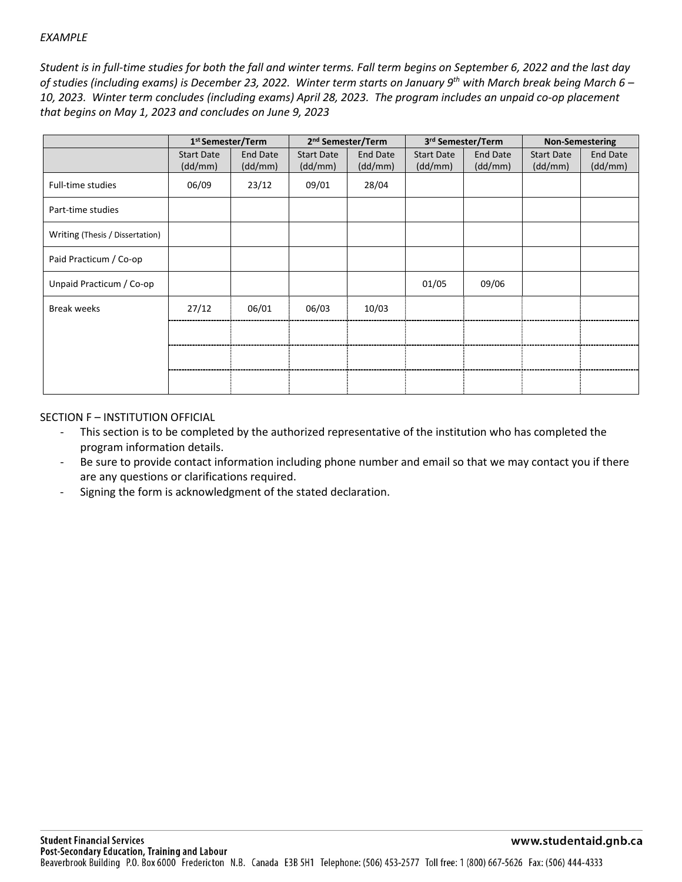*EXAMPLE*

*Student is in full-time studies for both the fall and winter terms. Fall term begins on September 6, 2022 and the last day of studies (including exams) is December 23, 2022. Winter term starts on January 9th with March break being March 6 – 10, 2023. Winter term concludes (including exams) April 28, 2023. The program includes an unpaid co-op placement that begins on May 1, 2023 and concludes on June 9, 2023*

| | 1st Semester/Term | | 2nd Semester/Term | | 3rd Semester/Term | | Non-Semestering | |
|---|---|---|---|---|---|---|---|---|
| | Start Date (dd/mm) | End Date (dd/mm) | Start Date (dd/mm) | End Date (dd/mm) | Start Date (dd/mm) | End Date (dd/mm) | Start Date (dd/mm) | End Date (dd/mm) |
| Full-time studies | 06/09 | 23/12 | 09/01 | 28/04 | | | | |
| Part-time studies | | | | | | | | |
| Writing (Thesis / Dissertation) | | | | | | | | |
| Paid Practicum / Co-op | | | | | | | | |
| Unpaid Practicum / Co-op | | | | | 01/05 | 09/06 | | |
| Break weeks | 27/12 | 06/01 | 06/03 | 10/03 | | | | |
| | | | | | | | | |
| | | | | | | | | |
| | | | | | | | | |

SECTION F – INSTITUTION OFFICIAL

- This section is to be completed by the authorized representative of the institution who has completed the program information details.
- Be sure to provide contact information including phone number and email so that we may contact you if there are any questions or clarifications required.
- Signing the form is acknowledgment of the stated declaration.